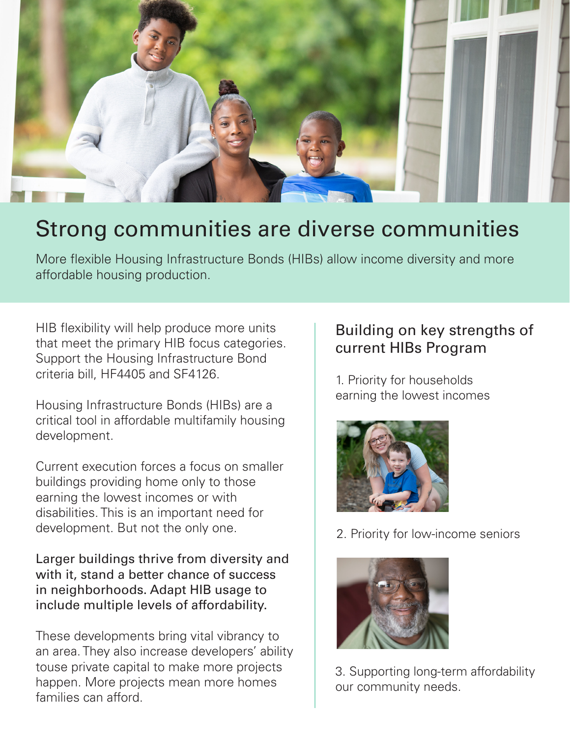# Strong communities are diverse communities

More flexible Housing Infrastructure Bonds (HIBs) allow income diversity and more affordable housing production.

HIB flexibility will help produce more units that meet the primary HIB focus categories. Support the Housing Infrastructure Bond criteria bill, HF4405 and SF4126.

Housing Infrastructure Bonds (HIBs) are a critical tool in affordable multifamily housing development.

Current execution forces a focus on smaller buildings providing home only to those earning the lowest incomes or with disabilities. This is an important need for development. But not the only one.

Larger buildings thrive from diversity and with it, stand a better chance of success in neighborhoods. Adapt HIB usage to include multiple levels of affordability.

These developments bring vital vibrancy to an area. They also increase developers' ability touse private capital to make more projects happen. More projects mean more homes families can afford.

## Building on key strengths of current HIBs Program

1. Priority for households earning the lowest incomes

2. Priority for low-income seniors

3. Supporting long-term affordability our community needs.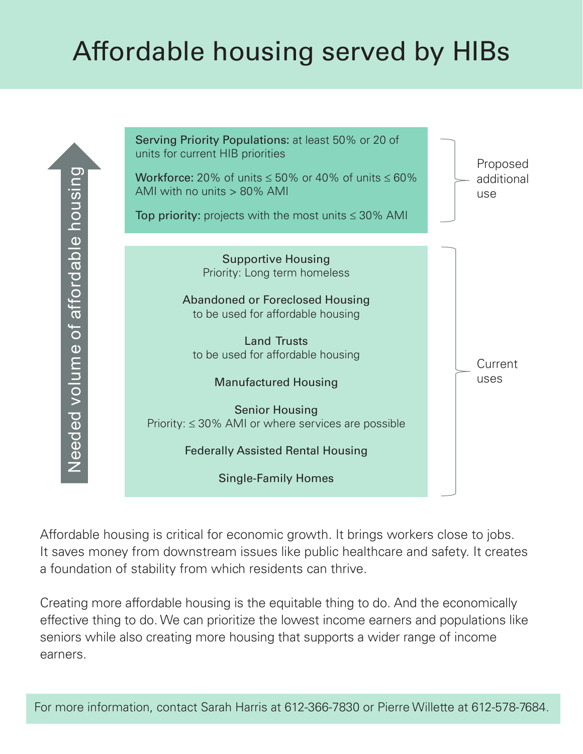# Affordable housing served by HIBs

Needed volume of affordable housing

**Serving Priority Populations:** at least 50% or 20 of units for current HIB priorities

**Workforce:** 20% of units ≤ 50% or 40% of units ≤ 60% AMI with no units > 80% AMI

**Top priority:** projects with the most units ≤ 30% AMI

Proposed additional use

Supportive Housing
Priority: Long term homeless

Abandoned or Foreclosed Housing
to be used for affordable housing

Land Trusts
to be used for affordable housing

Manufactured Housing

Senior Housing
Priority: ≤ 30% AMI or where services are possible

Federally Assisted Rental Housing

Single-Family Homes

Current uses

Affordable housing is critical for economic growth. It brings workers close to jobs. It saves money from downstream issues like public healthcare and safety. It creates a foundation of stability from which residents can thrive.

Creating more affordable housing is the equitable thing to do. And the economically effective thing to do. We can prioritize the lowest income earners and populations like seniors while also creating more housing that supports a wider range of income earners.

For more information, contact Sarah Harris at 612-366-7830 or Pierre Willette at 612-578-7684.